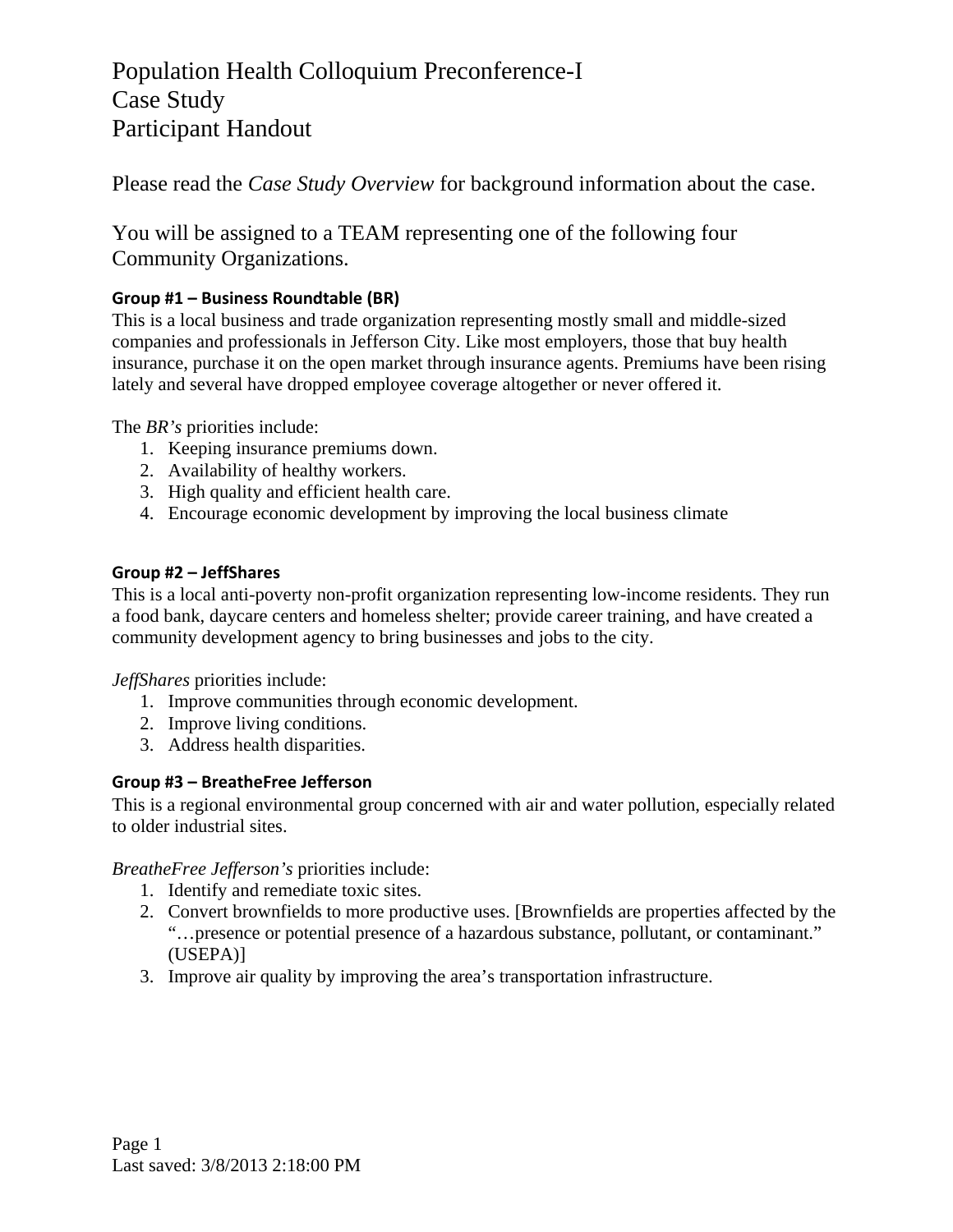# Population Health Colloquium Preconference-I
# Case Study
# Participant Handout

Please read the *Case Study Overview* for background information about the case.

You will be assigned to a TEAM representing one of the following four Community Organizations.

### Group #1 – Business Roundtable (BR)

This is a local business and trade organization representing mostly small and middle-sized companies and professionals in Jefferson City. Like most employers, those that buy health insurance, purchase it on the open market through insurance agents. Premiums have been rising lately and several have dropped employee coverage altogether or never offered it.

The *BR's* priorities include:

1. Keeping insurance premiums down.
2. Availability of healthy workers.
3. High quality and efficient health care.
4. Encourage economic development by improving the local business climate

### Group #2 – JeffShares

This is a local anti-poverty non-profit organization representing low-income residents. They run a food bank, daycare centers and homeless shelter; provide career training, and have created a community development agency to bring businesses and jobs to the city.

*JeffShares* priorities include:

1. Improve communities through economic development.
2. Improve living conditions.
3. Address health disparities.

### Group #3 – BreatheFree Jefferson

This is a regional environmental group concerned with air and water pollution, especially related to older industrial sites.

*BreatheFree Jefferson's* priorities include:

1. Identify and remediate toxic sites.
2. Convert brownfields to more productive uses. [Brownfields are properties affected by the "…presence or potential presence of a hazardous substance, pollutant, or contaminant." (USEPA)]
3. Improve air quality by improving the area's transportation infrastructure.

Last saved: 3/8/2013 2:18:00 PM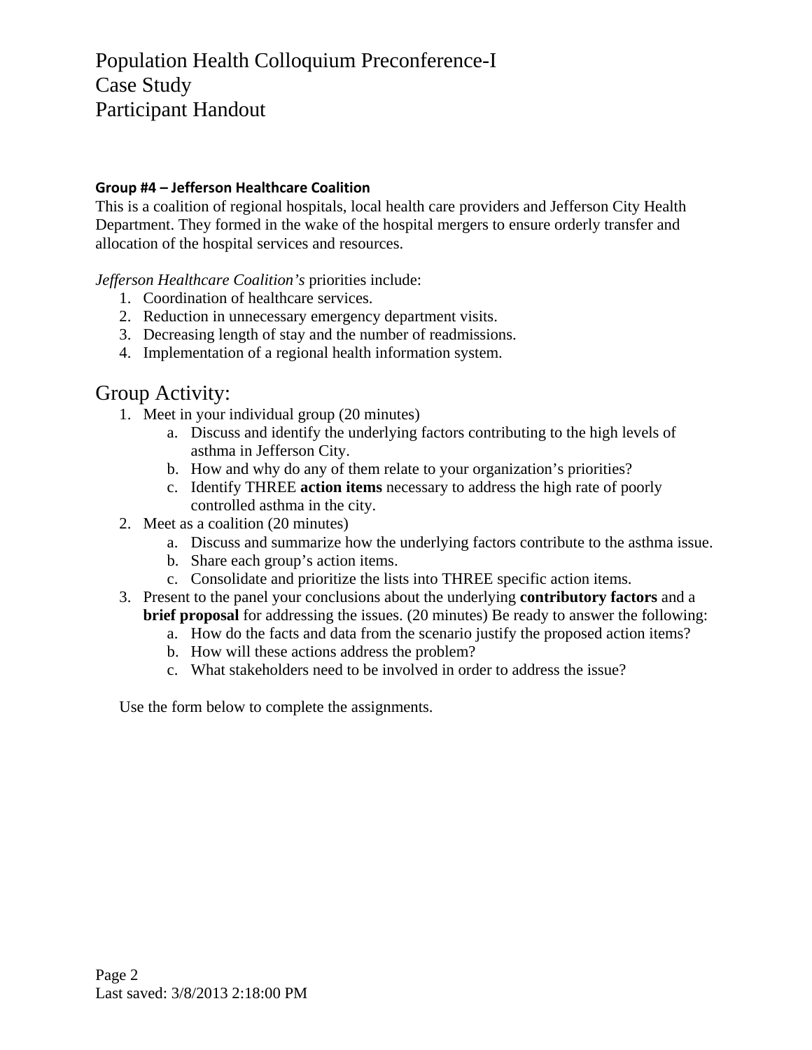# Population Health Colloquium Preconference-I
# Case Study
# Participant Handout

**Group #4 – Jefferson Healthcare Coalition**

This is a coalition of regional hospitals, local health care providers and Jefferson City Health Department. They formed in the wake of the hospital mergers to ensure orderly transfer and allocation of the hospital services and resources.

*Jefferson Healthcare Coalition's* priorities include:

1. Coordination of healthcare services.
2. Reduction in unnecessary emergency department visits.
3. Decreasing length of stay and the number of readmissions.
4. Implementation of a regional health information system.

## Group Activity:

1. Meet in your individual group (20 minutes)
   a. Discuss and identify the underlying factors contributing to the high levels of asthma in Jefferson City.
   b. How and why do any of them relate to your organization's priorities?
   c. Identify THREE **action items** necessary to address the high rate of poorly controlled asthma in the city.
2. Meet as a coalition (20 minutes)
   a. Discuss and summarize how the underlying factors contribute to the asthma issue.
   b. Share each group's action items.
   c. Consolidate and prioritize the lists into THREE specific action items.
3. Present to the panel your conclusions about the underlying **contributory factors** and a **brief proposal** for addressing the issues. (20 minutes) Be ready to answer the following:
   a. How do the facts and data from the scenario justify the proposed action items?
   b. How will these actions address the problem?
   c. What stakeholders need to be involved in order to address the issue?

Use the form below to complete the assignments.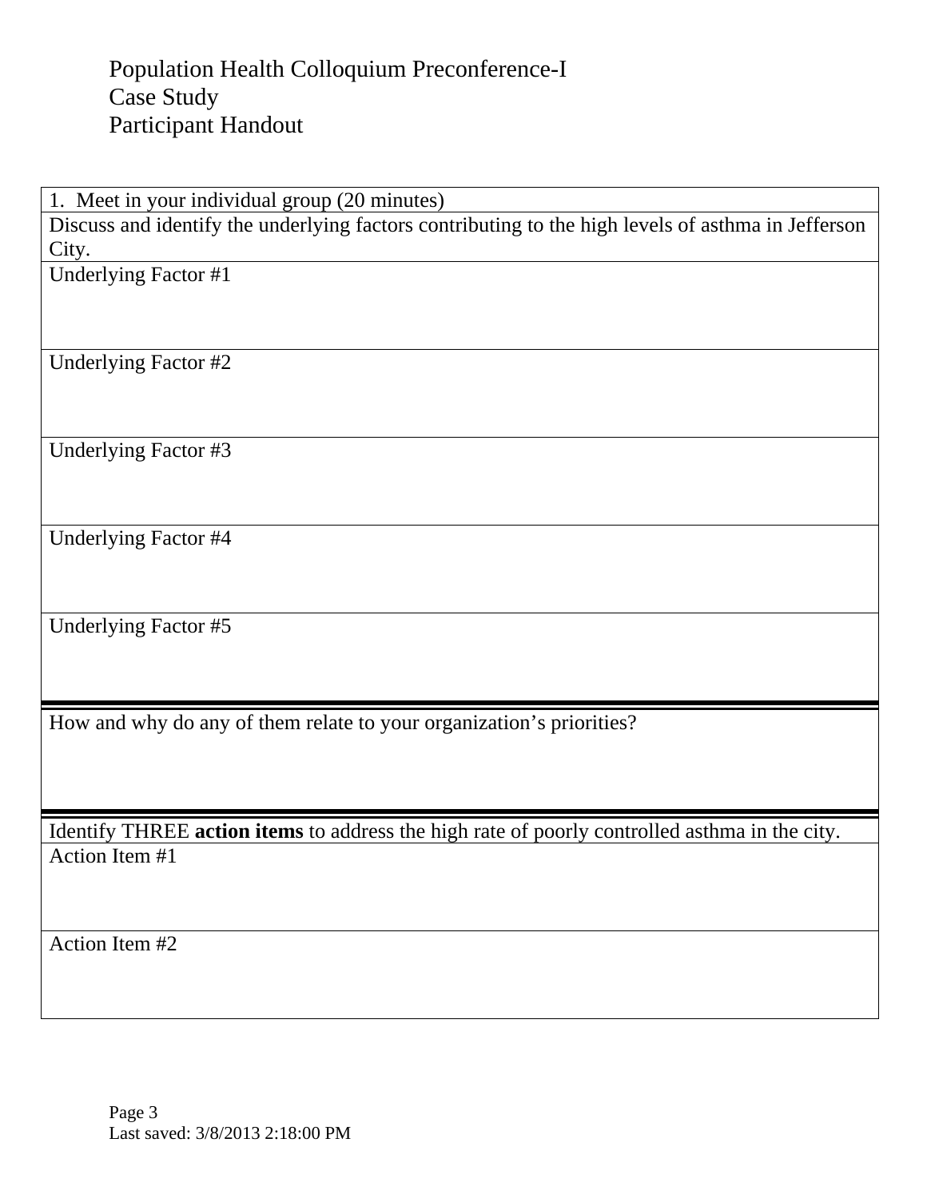Population Health Colloquium Preconference-I
Case Study
Participant Handout

| 1. Meet in your individual group (20 minutes) |
|---|
| Discuss and identify the underlying factors contributing to the high levels of asthma in Jefferson City. |
| Underlying Factor #1 |
| Underlying Factor #2 |
| Underlying Factor #3 |
| Underlying Factor #4 |
| Underlying Factor #5 |

| How and why do any of them relate to your organization's priorities? |
|---|
| |

| Identify THREE **action items** to address the high rate of poorly controlled asthma in the city. |
|---|
| Action Item #1 |
| Action Item #2 |

Last saved: 3/8/2013 2:18:00 PM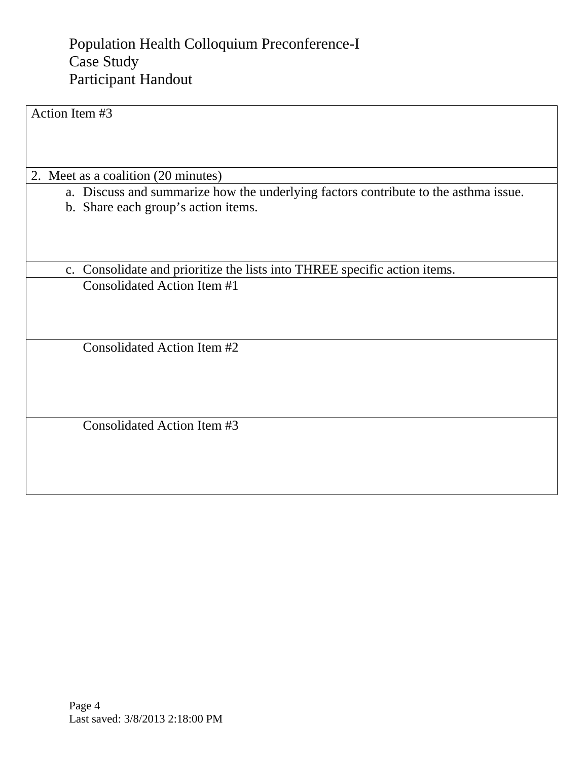| |
|---|
| Action Item #3 |
| 2. Meet as a coalition (20 minutes) |
| a. Discuss and summarize how the underlying factors contribute to the asthma issue.<br>b. Share each group's action items. |
| c. Consolidate and prioritize the lists into THREE specific action items. |
| Consolidated Action Item #1 |
| Consolidated Action Item #2 |
| Consolidated Action Item #3 |